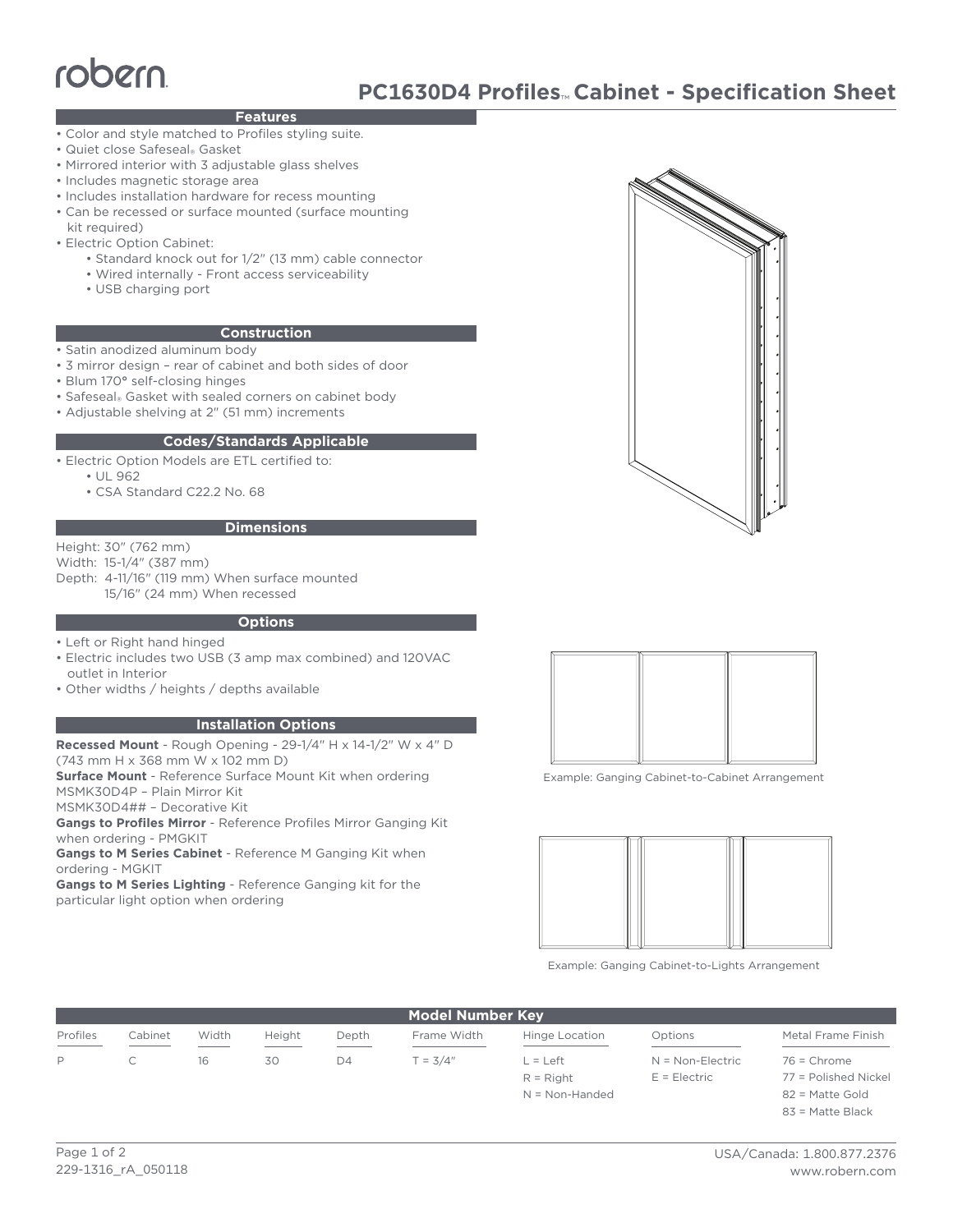robern

# PC1630D4 Profiles™ Cabinet - Specification Sheet

## Features

- Color and style matched to Profiles styling suite.
- Quiet close Safeseal® Gasket
- Mirrored interior with 3 adjustable glass shelves
- Includes magnetic storage area
- Includes installation hardware for recess mounting
- Can be recessed or surface mounted (surface mounting kit required)
- Electric Option Cabinet:
  - Standard knock out for 1/2" (13 mm) cable connector
  - Wired internally - Front access serviceability
  - USB charging port

## Construction

- Satin anodized aluminum body
- 3 mirror design – rear of cabinet and both sides of door
- Blum 170° self-closing hinges
- Safeseal® Gasket with sealed corners on cabinet body
- Adjustable shelving at 2" (51 mm) increments

## Codes/Standards Applicable

- Electric Option Models are ETL certified to:
  - UL 962
  - CSA Standard C22.2 No. 68

## Dimensions

Height: 30" (762 mm)
Width: 15-1/4" (387 mm)
Depth: 4-11/16" (119 mm) When surface mounted
15/16" (24 mm) When recessed

## Options

- Left or Right hand hinged
- Electric includes two USB (3 amp max combined) and 120VAC outlet in Interior
- Other widths / heights / depths available

## Installation Options

**Recessed Mount** - Rough Opening - 29-1/4" H x 14-1/2" W x 4" D (743 mm H x 368 mm W x 102 mm D)
**Surface Mount** - Reference Surface Mount Kit when ordering
MSMK30D4P – Plain Mirror Kit
MSMK30D4## – Decorative Kit
**Gangs to Profiles Mirror** - Reference Profiles Mirror Ganging Kit when ordering - PMGKIT
**Gangs to M Series Cabinet** - Reference M Ganging Kit when ordering - MGKIT
**Gangs to M Series Lighting** - Reference Ganging kit for the particular light option when ordering

Example: Ganging Cabinet-to-Cabinet Arrangement

Example: Ganging Cabinet-to-Lights Arrangement

## Model Number Key

| Profiles | Cabinet | Width | Height | Depth | Frame Width | Hinge Location | Options | Metal Frame Finish |
|---|---|---|---|---|---|---|---|---|
| P | C | 16 | 30 | D4 | T = 3/4" | L = Left | N = Non-Electric | 76 = Chrome |
| | | | | | | R = Right | E = Electric | 77 = Polished Nickel |
| | | | | | | N = Non-Handed | | 82 = Matte Gold |
| | | | | | | | | 83 = Matte Black |

229-1316_rA_050118

USA/Canada: 1.800.877.2376
www.robern.com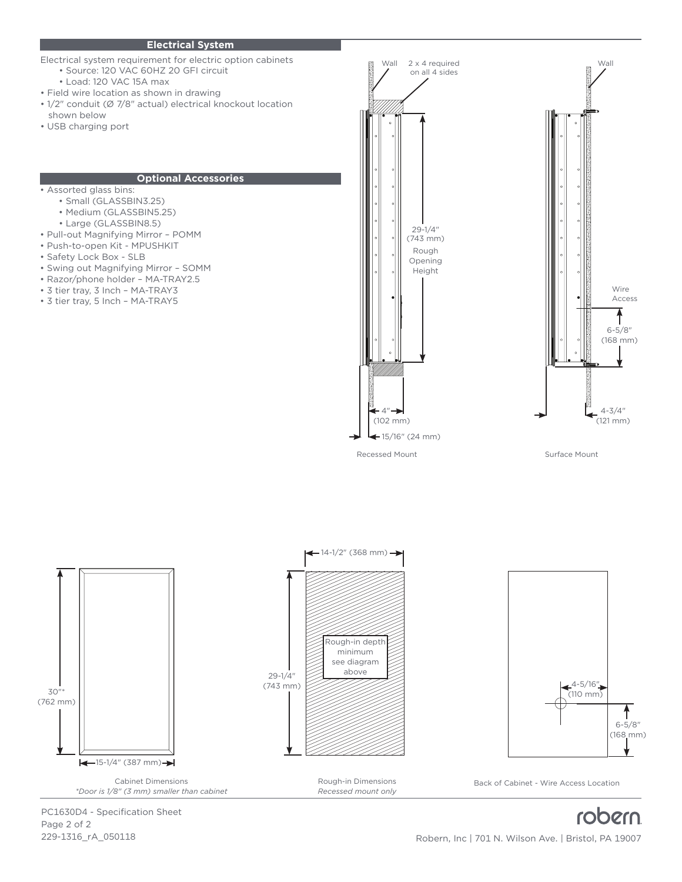## Electrical System

Electrical system requirement for electric option cabinets

- Source: 120 VAC 60HZ 20 GFI circuit
- Load: 120 VAC 15A max

- Field wire location as shown in drawing
- 1/2" conduit (Ø 7/8" actual) electrical knockout location shown below
- USB charging port

## Optional Accessories

- Assorted glass bins:
  - Small (GLASSBIN3.25)
  - Medium (GLASSBIN5.25)
  - Large (GLASSBIN8.5)
- Pull-out Magnifying Mirror – POMM
- Push-to-open Kit - MPUSHKIT
- Safety Lock Box - SLB
- Swing out Magnifying Mirror – SOMM
- Razor/phone holder – MA-TRAY2.5
- 3 tier tray, 3 Inch – MA-TRAY3
- 3 tier tray, 5 Inch – MA-TRAY5

Wall

2 x 4 required on all 4 sides

29-1/4" (743 mm) Rough Opening Height

4" (102 mm)

15/16" (24 mm)

Recessed Mount

Wall

Wire Access

6-5/8" (168 mm)

4-3/4" (121 mm)

Surface Mount

30"* (762 mm)

15-1/4" (387 mm)

Cabinet Dimensions

*\*Door is 1/8" (3 mm) smaller than cabinet*

14-1/2" (368 mm)

29-1/4" (743 mm)

Rough-in depth minimum see diagram above

Rough-in Dimensions

*Recessed mount only*

4-5/16" (110 mm)

6-5/8" (168 mm)

Back of Cabinet - Wire Access Location

PC1630D4 - Specification Sheet

229-1316_rA_050118

robern

Robern, Inc | 701 N. Wilson Ave. | Bristol, PA 19007